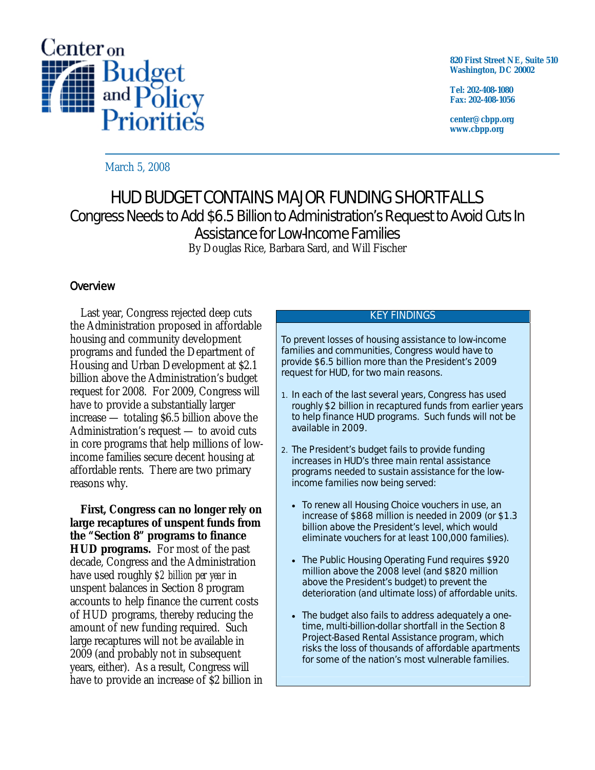Center on Budget and Policy Priorities

820 First Street NE, Suite 510
Washington, DC 20002

Tel: 202-408-1080
Fax: 202-408-1056

center@cbpp.org
www.cbpp.org

March 5, 2008

# HUD BUDGET CONTAINS MAJOR FUNDING SHORTFALLS

## Congress Needs to Add $6.5 Billion to Administration's Request to Avoid Cuts In Assistance for Low-Income Families

By Douglas Rice, Barbara Sard, and Will Fischer

### Overview

Last year, Congress rejected deep cuts the Administration proposed in affordable housing and community development programs and funded the Department of Housing and Urban Development at $2.1 billion above the Administration's budget request for 2008. For 2009, Congress will have to provide a substantially larger increase — totaling $6.5 billion above the Administration's request — to avoid cuts in core programs that help millions of low-income families secure decent housing at affordable rents. There are two primary reasons why.

**First, Congress can no longer rely on large recaptures of unspent funds from the "Section 8" programs to finance HUD programs.** For most of the past decade, Congress and the Administration have used roughly *$2 billion per year* in unspent balances in Section 8 program accounts to help finance the current costs of HUD programs, thereby reducing the amount of new funding required. Such large recaptures will not be available in 2009 (and probably not in subsequent years, either). As a result, Congress will have to provide an increase of $2 billion in

> **KEY FINDINGS**
>
> To prevent losses of housing assistance to low-income families and communities, Congress would have to provide $6.5 billion more than the President's 2009 request for HUD, for two main reasons.
>
> 1. In each of the last several years, Congress has used roughly $2 billion in recaptured funds from earlier years to help finance HUD programs. Such funds will not be available in 2009.
>
> 2. The President's budget fails to provide funding increases in HUD's three main rental assistance programs needed to sustain assistance for the low-income families now being served:
>
>    - To renew all Housing Choice vouchers in use, an increase of $868 million is needed in 2009 (or $1.3 billion above the President's level, which would eliminate vouchers for at least 100,000 families).
>
>    - The Public Housing Operating Fund requires $920 million above the 2008 level (and $820 million above the President's budget) to prevent the deterioration (and ultimate loss) of affordable units.
>
>    - The budget also fails to address adequately a one-time, multi-billion-dollar shortfall in the Section 8 Project-Based Rental Assistance program, which risks the loss of thousands of affordable apartments for some of the nation's most vulnerable families.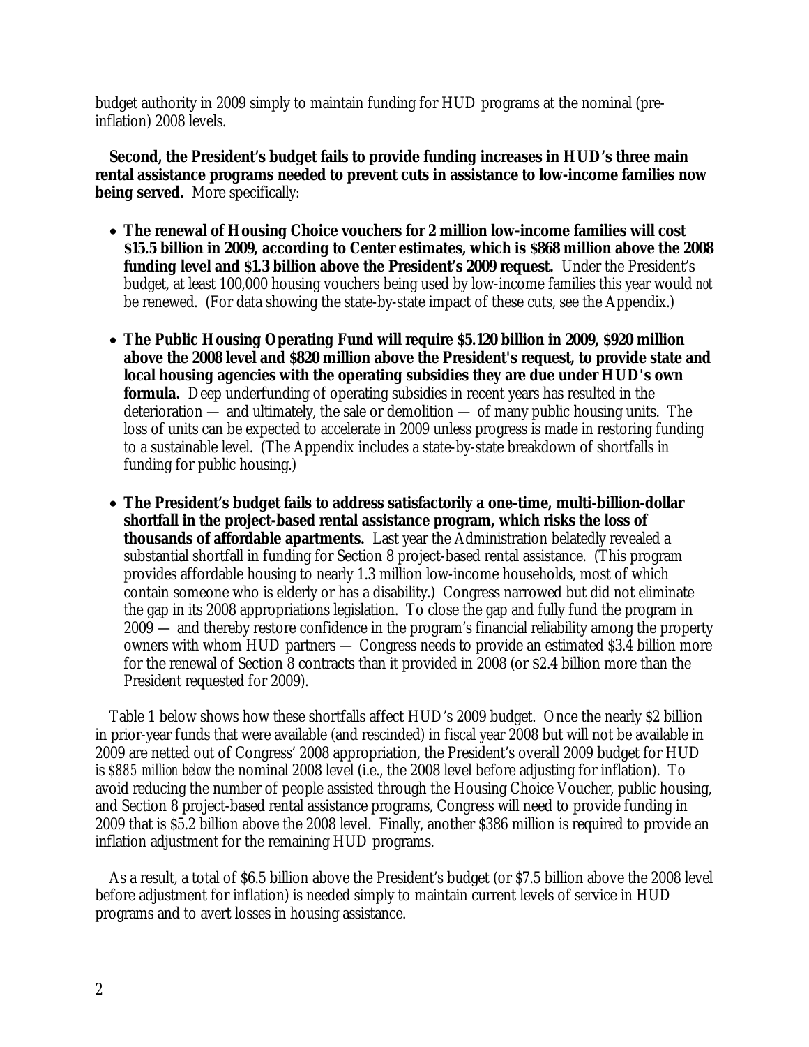budget authority in 2009 simply to maintain funding for HUD programs at the nominal (pre-inflation) 2008 levels.

**Second, the President's budget fails to provide funding increases in HUD's three main rental assistance programs needed to prevent cuts in assistance to low-income families now being served.** More specifically:

- **The renewal of Housing Choice vouchers for 2 million low-income families will cost $15.5 billion in 2009, according to Center estimates, which is $868 million above the 2008 funding level and $1.3 billion above the President's 2009 request.** Under the President's budget, at least 100,000 housing vouchers being used by low-income families this year would *not* be renewed. (For data showing the state-by-state impact of these cuts, see the Appendix.)

- **The Public Housing Operating Fund will require $5.120 billion in 2009, $920 million above the 2008 level and $820 million above the President's request, to provide state and local housing agencies with the operating subsidies they are due under HUD's own formula.** Deep underfunding of operating subsidies in recent years has resulted in the deterioration — and ultimately, the sale or demolition — of many public housing units. The loss of units can be expected to accelerate in 2009 unless progress is made in restoring funding to a sustainable level. (The Appendix includes a state-by-state breakdown of shortfalls in funding for public housing.)

- **The President's budget fails to address satisfactorily a one-time, multi-billion-dollar shortfall in the project-based rental assistance program, which risks the loss of thousands of affordable apartments.** Last year the Administration belatedly revealed a substantial shortfall in funding for Section 8 project-based rental assistance. (This program provides affordable housing to nearly 1.3 million low-income households, most of which contain someone who is elderly or has a disability.) Congress narrowed but did not eliminate the gap in its 2008 appropriations legislation. To close the gap and fully fund the program in 2009 — and thereby restore confidence in the program's financial reliability among the property owners with whom HUD partners — Congress needs to provide an estimated $3.4 billion more for the renewal of Section 8 contracts than it provided in 2008 (or $2.4 billion more than the President requested for 2009).

Table 1 below shows how these shortfalls affect HUD's 2009 budget. Once the nearly $2 billion in prior-year funds that were available (and rescinded) in fiscal year 2008 but will not be available in 2009 are netted out of Congress' 2008 appropriation, the President's overall 2009 budget for HUD is *$885 million below* the nominal 2008 level (i.e., the 2008 level before adjusting for inflation). To avoid reducing the number of people assisted through the Housing Choice Voucher, public housing, and Section 8 project-based rental assistance programs, Congress will need to provide funding in 2009 that is $5.2 billion above the 2008 level. Finally, another $386 million is required to provide an inflation adjustment for the remaining HUD programs.

As a result, a total of $6.5 billion above the President's budget (or $7.5 billion above the 2008 level before adjustment for inflation) is needed simply to maintain current levels of service in HUD programs and to avert losses in housing assistance.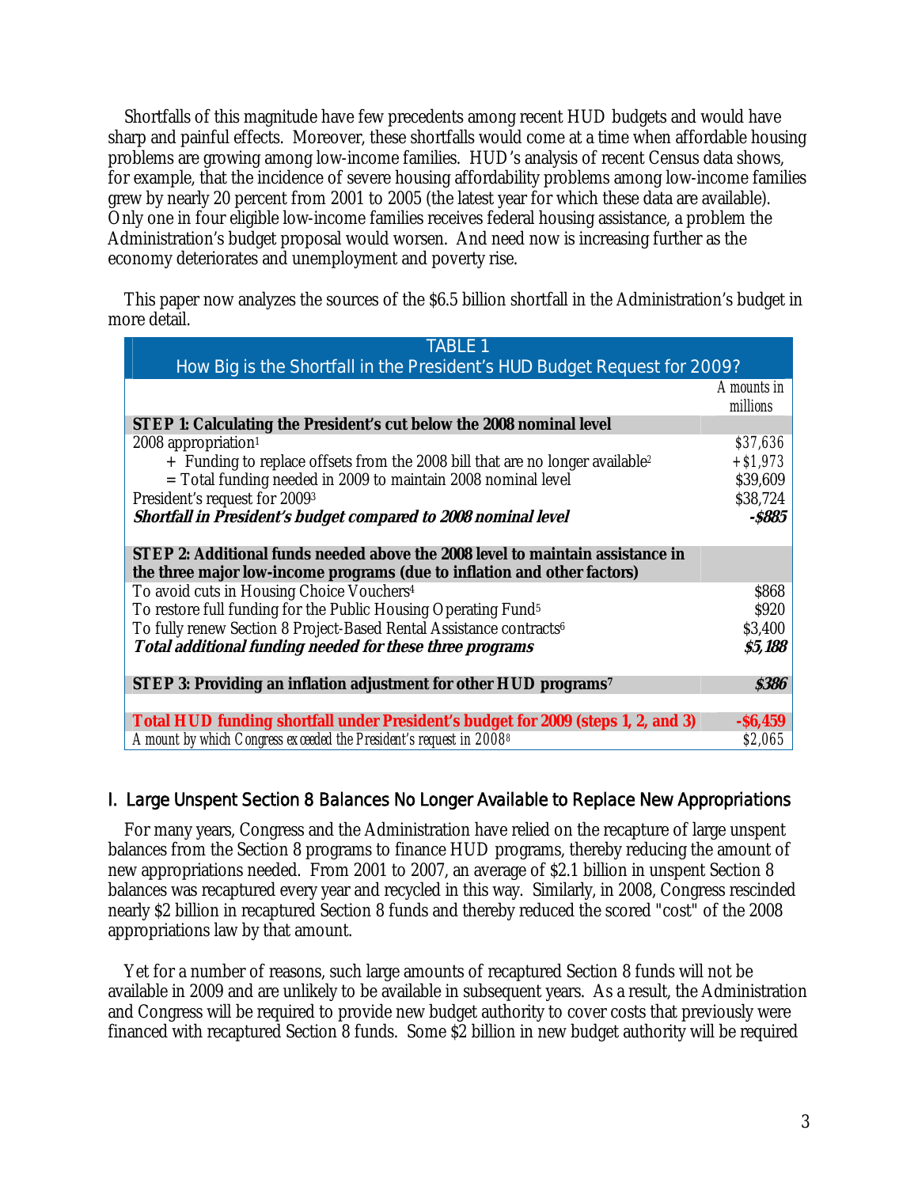Shortfalls of this magnitude have few precedents among recent HUD budgets and would have sharp and painful effects. Moreover, these shortfalls would come at a time when affordable housing problems are growing among low-income families. HUD's analysis of recent Census data shows, for example, that the incidence of severe housing affordability problems among low-income families grew by nearly 20 percent from 2001 to 2005 (the latest year for which these data are available). Only one in four eligible low-income families receives federal housing assistance, a problem the Administration's budget proposal would worsen. And need now is increasing further as the economy deteriorates and unemployment and poverty rise.

This paper now analyzes the sources of the $6.5 billion shortfall in the Administration's budget in more detail.

| TABLE 1<br>How Big is the Shortfall in the President's HUD Budget Request for 2009? | *Amounts in millions* |
|---|---|
| **STEP 1: Calculating the President's cut below the 2008 nominal level** | |
| 2008 appropriation[1] | $37,636 |
| + Funding to replace offsets from the 2008 bill that are no longer available[2] | +$1,973 |
| = Total funding needed in 2009 to maintain 2008 nominal level | $39,609 |
| President's request for 2009[3] | $38,724 |
| ***Shortfall in President's budget compared to 2008 nominal level*** | ***-$885*** |
| **STEP 2: Additional funds needed above the 2008 level to maintain assistance in the three major low-income programs (due to inflation and other factors)** | |
| To avoid cuts in Housing Choice Vouchers[4] | $868 |
| To restore full funding for the Public Housing Operating Fund[5] | $920 |
| To fully renew Section 8 Project-Based Rental Assistance contracts[6] | $3,400 |
| ***Total additional funding needed for these three programs*** | ***$5,188*** |
| **STEP 3: Providing an inflation adjustment for other HUD programs[7]** | ***$386*** |
| **Total HUD funding shortfall under President's budget for 2009 (steps 1, 2, and 3)** | **-$6,459** |
| *Amount by which Congress exceeded the President's request in 2008[8]* | $2,065 |

## I. Large Unspent Section 8 Balances No Longer Available to Replace New Appropriations

For many years, Congress and the Administration have relied on the recapture of large unspent balances from the Section 8 programs to finance HUD programs, thereby reducing the amount of new appropriations needed. From 2001 to 2007, an average of $2.1 billion in unspent Section 8 balances was recaptured every year and recycled in this way. Similarly, in 2008, Congress rescinded nearly $2 billion in recaptured Section 8 funds and thereby reduced the scored "cost" of the 2008 appropriations law by that amount.

Yet for a number of reasons, such large amounts of recaptured Section 8 funds will not be available in 2009 and are unlikely to be available in subsequent years. As a result, the Administration and Congress will be required to provide new budget authority to cover costs that previously were financed with recaptured Section 8 funds. Some $2 billion in new budget authority will be required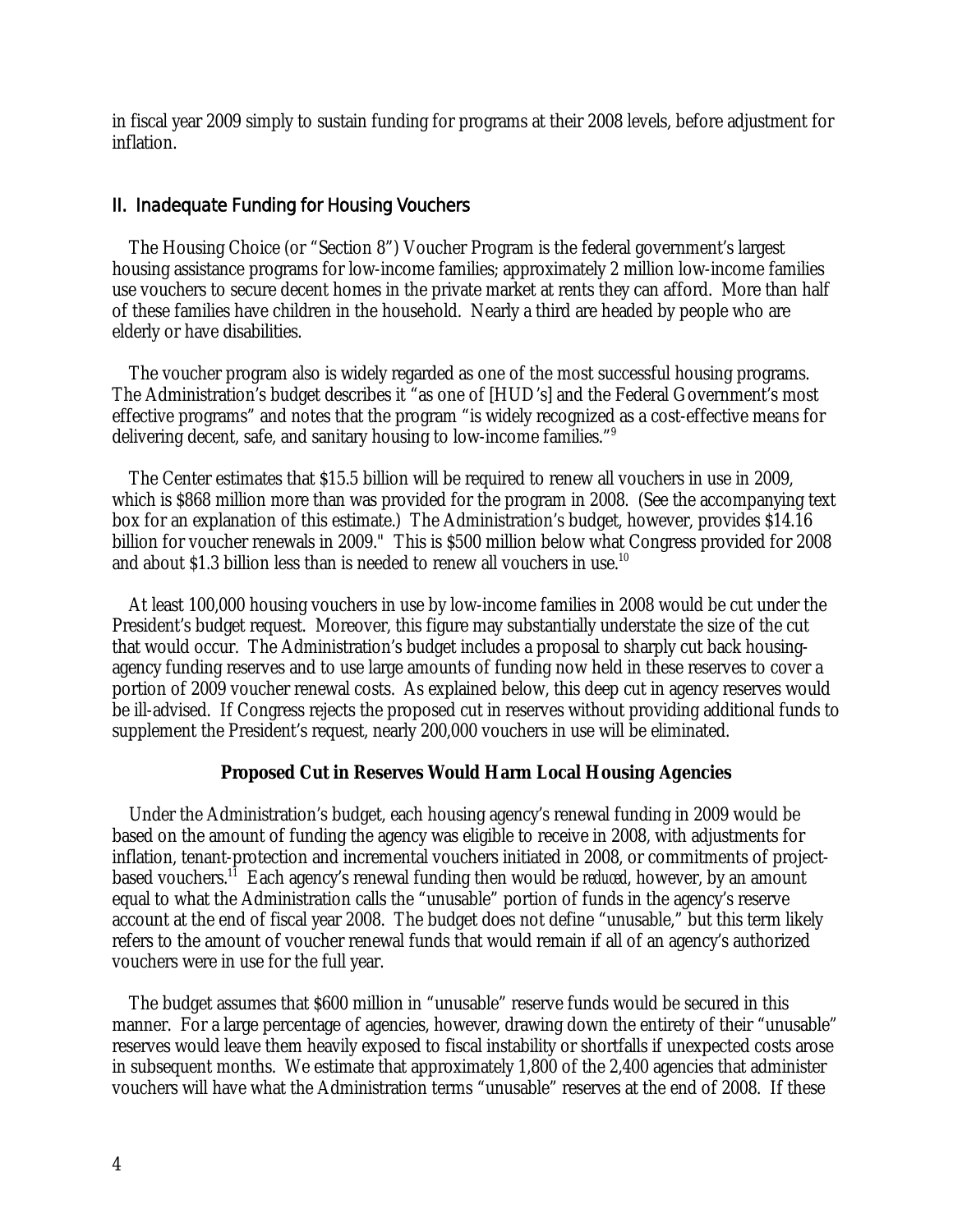in fiscal year 2009 simply to sustain funding for programs at their 2008 levels, before adjustment for inflation.

## II. Inadequate Funding for Housing Vouchers

The Housing Choice (or "Section 8") Voucher Program is the federal government's largest housing assistance programs for low-income families; approximately 2 million low-income families use vouchers to secure decent homes in the private market at rents they can afford. More than half of these families have children in the household. Nearly a third are headed by people who are elderly or have disabilities.

The voucher program also is widely regarded as one of the most successful housing programs. The Administration's budget describes it "as one of [HUD's] and the Federal Government's most effective programs" and notes that the program "is widely recognized as a cost-effective means for delivering decent, safe, and sanitary housing to low-income families."[9]

The Center estimates that $15.5 billion will be required to renew all vouchers in use in 2009, which is $868 million more than was provided for the program in 2008. (See the accompanying text box for an explanation of this estimate.) The Administration's budget, however, provides $14.16 billion for voucher renewals in 2009." This is $500 million below what Congress provided for 2008 and about $1.3 billion less than is needed to renew all vouchers in use.[10]

At least 100,000 housing vouchers in use by low-income families in 2008 would be cut under the President's budget request. Moreover, this figure may substantially understate the size of the cut that would occur. The Administration's budget includes a proposal to sharply cut back housing-agency funding reserves and to use large amounts of funding now held in these reserves to cover a portion of 2009 voucher renewal costs. As explained below, this deep cut in agency reserves would be ill-advised. If Congress rejects the proposed cut in reserves without providing additional funds to supplement the President's request, nearly 200,000 vouchers in use will be eliminated.

### Proposed Cut in Reserves Would Harm Local Housing Agencies

Under the Administration's budget, each housing agency's renewal funding in 2009 would be based on the amount of funding the agency was eligible to receive in 2008, with adjustments for inflation, tenant-protection and incremental vouchers initiated in 2008, or commitments of project-based vouchers.[11] Each agency's renewal funding then would be *reduced*, however, by an amount equal to what the Administration calls the "unusable" portion of funds in the agency's reserve account at the end of fiscal year 2008. The budget does not define "unusable," but this term likely refers to the amount of voucher renewal funds that would remain if all of an agency's authorized vouchers were in use for the full year.

The budget assumes that $600 million in "unusable" reserve funds would be secured in this manner. For a large percentage of agencies, however, drawing down the entirety of their "unusable" reserves would leave them heavily exposed to fiscal instability or shortfalls if unexpected costs arose in subsequent months. We estimate that approximately 1,800 of the 2,400 agencies that administer vouchers will have what the Administration terms "unusable" reserves at the end of 2008. If these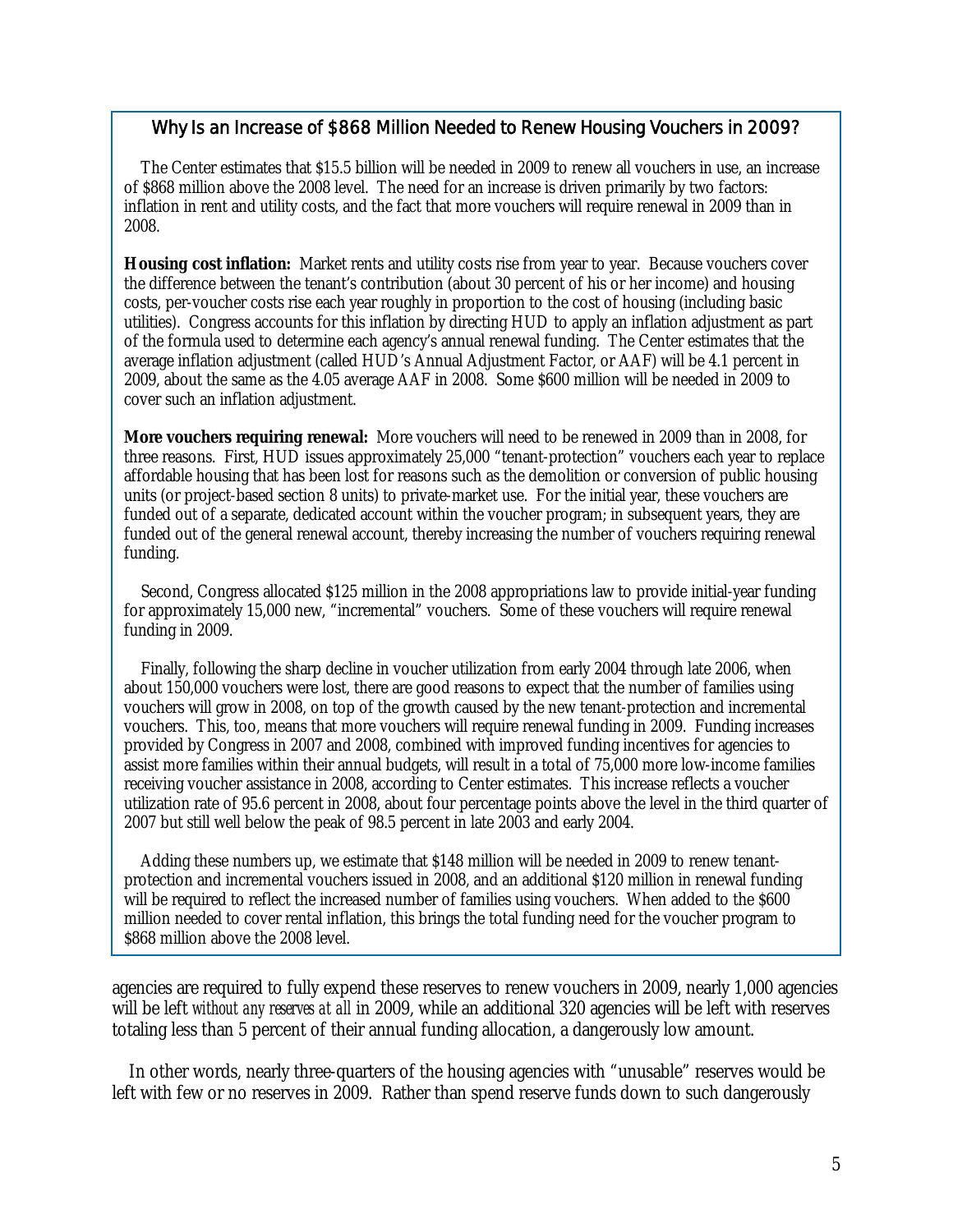### Why Is an Increase of $868 Million Needed to Renew Housing Vouchers in 2009?

The Center estimates that $15.5 billion will be needed in 2009 to renew all vouchers in use, an increase of $868 million above the 2008 level. The need for an increase is driven primarily by two factors: inflation in rent and utility costs, and the fact that more vouchers will require renewal in 2009 than in 2008.

**Housing cost inflation:** Market rents and utility costs rise from year to year. Because vouchers cover the difference between the tenant's contribution (about 30 percent of his or her income) and housing costs, per-voucher costs rise each year roughly in proportion to the cost of housing (including basic utilities). Congress accounts for this inflation by directing HUD to apply an inflation adjustment as part of the formula used to determine each agency's annual renewal funding. The Center estimates that the average inflation adjustment (called HUD's Annual Adjustment Factor, or AAF) will be 4.1 percent in 2009, about the same as the 4.05 average AAF in 2008. Some $600 million will be needed in 2009 to cover such an inflation adjustment.

**More vouchers requiring renewal:** More vouchers will need to be renewed in 2009 than in 2008, for three reasons. First, HUD issues approximately 25,000 "tenant-protection" vouchers each year to replace affordable housing that has been lost for reasons such as the demolition or conversion of public housing units (or project-based section 8 units) to private-market use. For the initial year, these vouchers are funded out of a separate, dedicated account within the voucher program; in subsequent years, they are funded out of the general renewal account, thereby increasing the number of vouchers requiring renewal funding.

Second, Congress allocated $125 million in the 2008 appropriations law to provide initial-year funding for approximately 15,000 new, "incremental" vouchers. Some of these vouchers will require renewal funding in 2009.

Finally, following the sharp decline in voucher utilization from early 2004 through late 2006, when about 150,000 vouchers were lost, there are good reasons to expect that the number of families using vouchers will grow in 2008, on top of the growth caused by the new tenant-protection and incremental vouchers. This, too, means that more vouchers will require renewal funding in 2009. Funding increases provided by Congress in 2007 and 2008, combined with improved funding incentives for agencies to assist more families within their annual budgets, will result in a total of 75,000 more low-income families receiving voucher assistance in 2008, according to Center estimates. This increase reflects a voucher utilization rate of 95.6 percent in 2008, about four percentage points above the level in the third quarter of 2007 but still well below the peak of 98.5 percent in late 2003 and early 2004.

Adding these numbers up, we estimate that $148 million will be needed in 2009 to renew tenant-protection and incremental vouchers issued in 2008, and an additional $120 million in renewal funding will be required to reflect the increased number of families using vouchers. When added to the $600 million needed to cover rental inflation, this brings the total funding need for the voucher program to $868 million above the 2008 level.

---

agencies are required to fully expend these reserves to renew vouchers in 2009, nearly 1,000 agencies will be left *without any reserves at all* in 2009, while an additional 320 agencies will be left with reserves totaling less than 5 percent of their annual funding allocation, a dangerously low amount.

In other words, nearly three-quarters of the housing agencies with "unusable" reserves would be left with few or no reserves in 2009. Rather than spend reserve funds down to such dangerously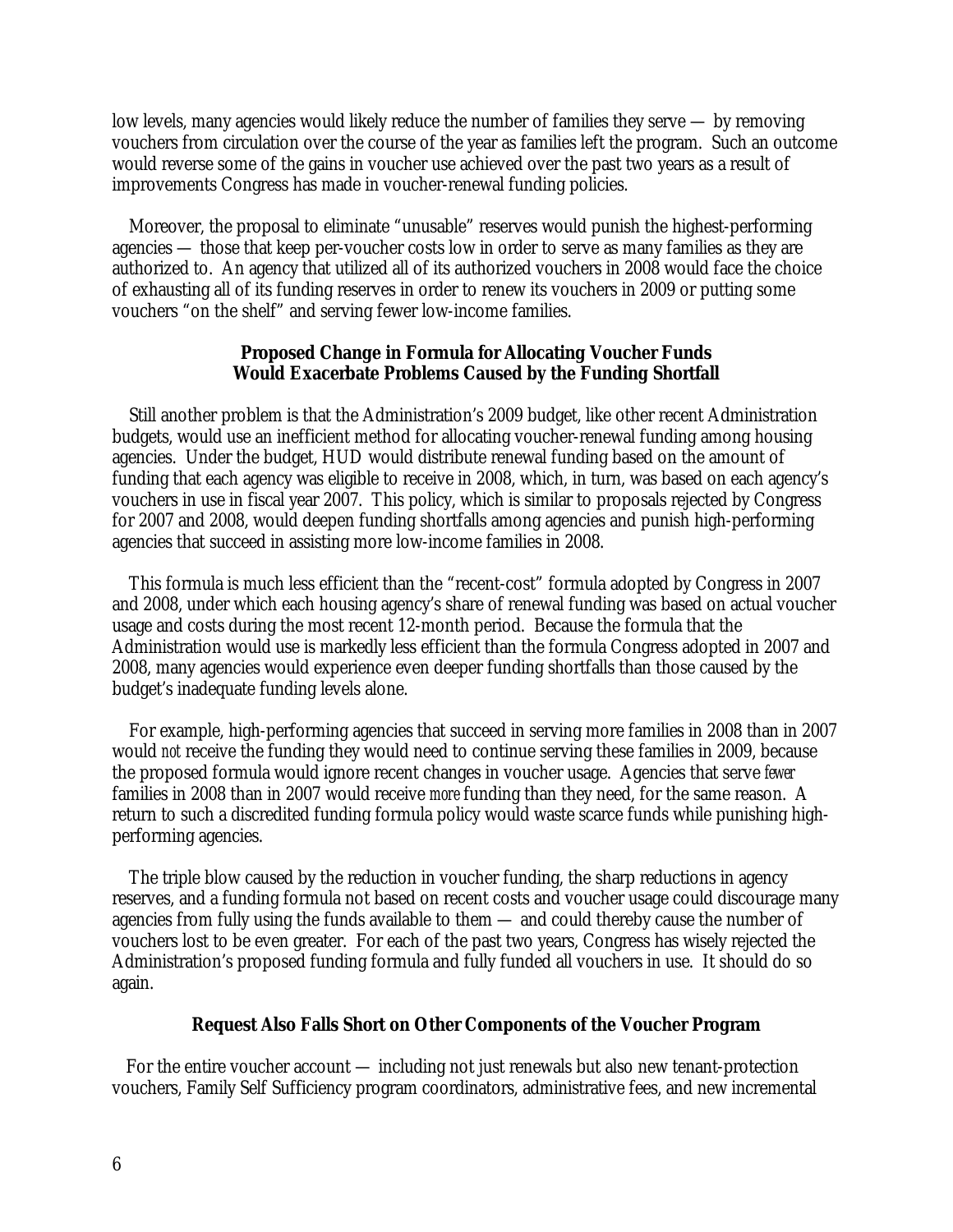low levels, many agencies would likely reduce the number of families they serve — by removing vouchers from circulation over the course of the year as families left the program. Such an outcome would reverse some of the gains in voucher use achieved over the past two years as a result of improvements Congress has made in voucher-renewal funding policies.

Moreover, the proposal to eliminate "unusable" reserves would punish the highest-performing agencies — those that keep per-voucher costs low in order to serve as many families as they are authorized to. An agency that utilized all of its authorized vouchers in 2008 would face the choice of exhausting all of its funding reserves in order to renew its vouchers in 2009 or putting some vouchers "on the shelf" and serving fewer low-income families.

### Proposed Change in Formula for Allocating Voucher Funds Would Exacerbate Problems Caused by the Funding Shortfall

Still another problem is that the Administration's 2009 budget, like other recent Administration budgets, would use an inefficient method for allocating voucher-renewal funding among housing agencies. Under the budget, HUD would distribute renewal funding based on the amount of funding that each agency was eligible to receive in 2008, which, in turn, was based on each agency's vouchers in use in fiscal year 2007. This policy, which is similar to proposals rejected by Congress for 2007 and 2008, would deepen funding shortfalls among agencies and punish high-performing agencies that succeed in assisting more low-income families in 2008.

This formula is much less efficient than the "recent-cost" formula adopted by Congress in 2007 and 2008, under which each housing agency's share of renewal funding was based on actual voucher usage and costs during the most recent 12-month period. Because the formula that the Administration would use is markedly less efficient than the formula Congress adopted in 2007 and 2008, many agencies would experience even deeper funding shortfalls than those caused by the budget's inadequate funding levels alone.

For example, high-performing agencies that succeed in serving more families in 2008 than in 2007 would *not* receive the funding they would need to continue serving these families in 2009, because the proposed formula would ignore recent changes in voucher usage. Agencies that serve *fewer* families in 2008 than in 2007 would receive *more* funding than they need, for the same reason. A return to such a discredited funding formula policy would waste scarce funds while punishing high-performing agencies.

The triple blow caused by the reduction in voucher funding, the sharp reductions in agency reserves, and a funding formula not based on recent costs and voucher usage could discourage many agencies from fully using the funds available to them — and could thereby cause the number of vouchers lost to be even greater. For each of the past two years, Congress has wisely rejected the Administration's proposed funding formula and fully funded all vouchers in use. It should do so again.

### Request Also Falls Short on Other Components of the Voucher Program

For the entire voucher account — including not just renewals but also new tenant-protection vouchers, Family Self Sufficiency program coordinators, administrative fees, and new incremental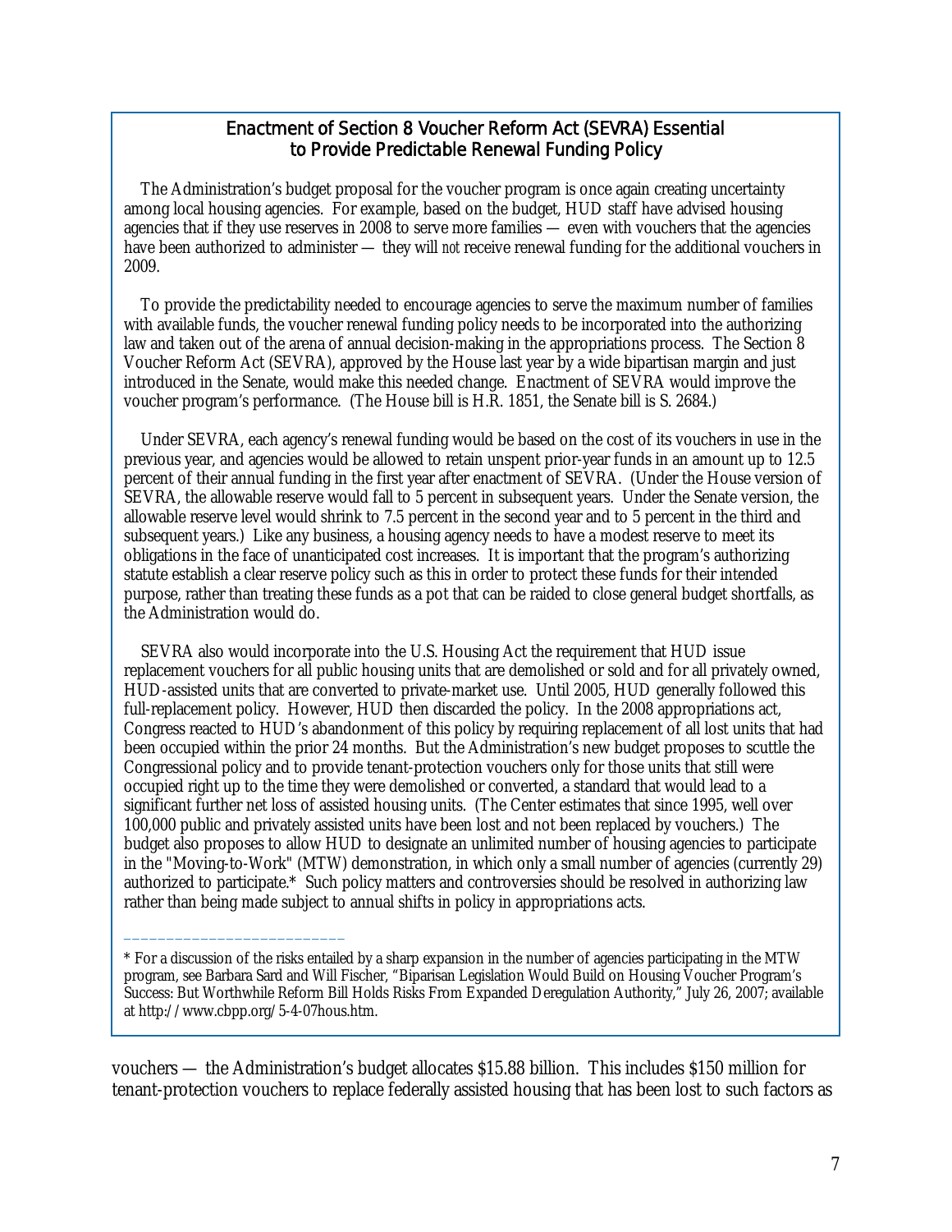## Enactment of Section 8 Voucher Reform Act (SEVRA) Essential to Provide Predictable Renewal Funding Policy

The Administration's budget proposal for the voucher program is once again creating uncertainty among local housing agencies. For example, based on the budget, HUD staff have advised housing agencies that if they use reserves in 2008 to serve more families — even with vouchers that the agencies have been authorized to administer — they will *not* receive renewal funding for the additional vouchers in 2009.

To provide the predictability needed to encourage agencies to serve the maximum number of families with available funds, the voucher renewal funding policy needs to be incorporated into the authorizing law and taken out of the arena of annual decision-making in the appropriations process. The Section 8 Voucher Reform Act (SEVRA), approved by the House last year by a wide bipartisan margin and just introduced in the Senate, would make this needed change. Enactment of SEVRA would improve the voucher program's performance. (The House bill is H.R. 1851, the Senate bill is S. 2684.)

Under SEVRA, each agency's renewal funding would be based on the cost of its vouchers in use in the previous year, and agencies would be allowed to retain unspent prior-year funds in an amount up to 12.5 percent of their annual funding in the first year after enactment of SEVRA. (Under the House version of SEVRA, the allowable reserve would fall to 5 percent in subsequent years. Under the Senate version, the allowable reserve level would shrink to 7.5 percent in the second year and to 5 percent in the third and subsequent years.) Like any business, a housing agency needs to have a modest reserve to meet its obligations in the face of unanticipated cost increases. It is important that the program's authorizing statute establish a clear reserve policy such as this in order to protect these funds for their intended purpose, rather than treating these funds as a pot that can be raided to close general budget shortfalls, as the Administration would do.

SEVRA also would incorporate into the U.S. Housing Act the requirement that HUD issue replacement vouchers for all public housing units that are demolished or sold and for all privately owned, HUD-assisted units that are converted to private-market use. Until 2005, HUD generally followed this full-replacement policy. However, HUD then discarded the policy. In the 2008 appropriations act, Congress reacted to HUD's abandonment of this policy by requiring replacement of all lost units that had been occupied within the prior 24 months. But the Administration's new budget proposes to scuttle the Congressional policy and to provide tenant-protection vouchers only for those units that still were occupied right up to the time they were demolished or converted, a standard that would lead to a significant further net loss of assisted housing units. (The Center estimates that since 1995, well over 100,000 public and privately assisted units have been lost and not been replaced by vouchers.) The budget also proposes to allow HUD to designate an unlimited number of housing agencies to participate in the "Moving-to-Work" (MTW) demonstration, in which only a small number of agencies (currently 29) authorized to participate.* Such policy matters and controversies should be resolved in authorizing law rather than being made subject to annual shifts in policy in appropriations acts.

---

* For a discussion of the risks entailed by a sharp expansion in the number of agencies participating in the MTW program, see Barbara Sard and Will Fischer, "Biparisan Legislation Would Build on Housing Voucher Program's Success: But Worthwhile Reform Bill Holds Risks From Expanded Deregulation Authority," July 26, 2007; available at http://www.cbpp.org/5-4-07hous.htm.

vouchers — the Administration's budget allocates $15.88 billion. This includes $150 million for tenant-protection vouchers to replace federally assisted housing that has been lost to such factors as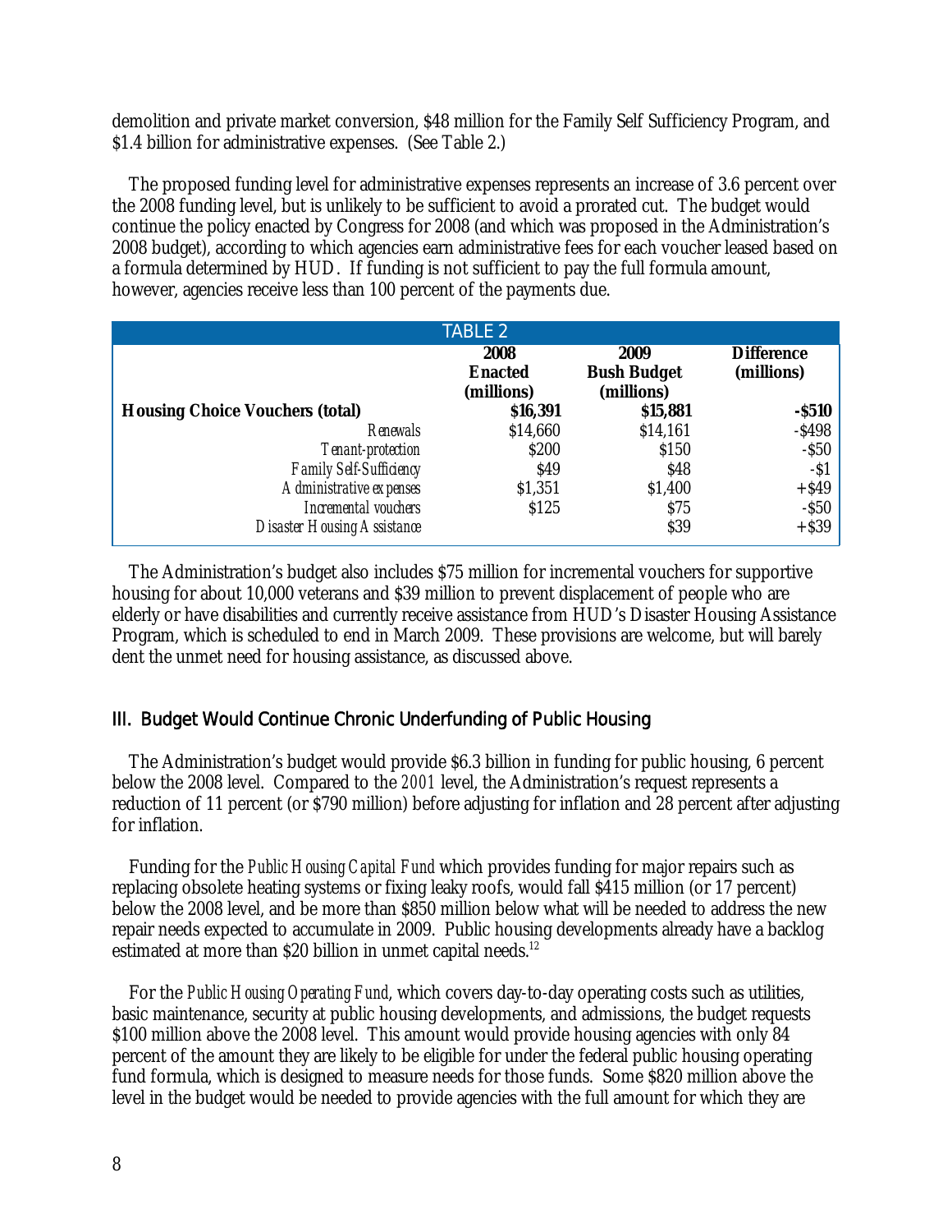demolition and private market conversion, $48 million for the Family Self Sufficiency Program, and $1.4 billion for administrative expenses. (See Table 2.)

The proposed funding level for administrative expenses represents an increase of 3.6 percent over the 2008 funding level, but is unlikely to be sufficient to avoid a prorated cut. The budget would continue the policy enacted by Congress for 2008 (and which was proposed in the Administration's 2008 budget), according to which agencies earn administrative fees for each voucher leased based on a formula determined by HUD. If funding is not sufficient to pay the full formula amount, however, agencies receive less than 100 percent of the payments due.

TABLE 2

| | 2008 Enacted (millions) | 2009 Bush Budget (millions) | Difference (millions) |
|---|---|---|---|
| **Housing Choice Vouchers (total)** | **$16,391** | **$15,881** | **-$510** |
| *Renewals* | $14,660 | $14,161 | -$498 |
| *Tenant-protection* | $200 | $150 | -$50 |
| *Family Self-Sufficiency* | $49 | $48 | -$1 |
| *Administrative expenses* | $1,351 | $1,400 | +$49 |
| *Incremental vouchers* | $125 | $75 | -$50 |
| *Disaster Housing Assistance* | | $39 | +$39 |

The Administration's budget also includes $75 million for incremental vouchers for supportive housing for about 10,000 veterans and $39 million to prevent displacement of people who are elderly or have disabilities and currently receive assistance from HUD's Disaster Housing Assistance Program, which is scheduled to end in March 2009. These provisions are welcome, but will barely dent the unmet need for housing assistance, as discussed above.

## III. Budget Would Continue Chronic Underfunding of Public Housing

The Administration's budget would provide $6.3 billion in funding for public housing, 6 percent below the 2008 level. Compared to the *2001* level, the Administration's request represents a reduction of 11 percent (or $790 million) before adjusting for inflation and 28 percent after adjusting for inflation.

Funding for the *Public Housing Capital Fund* which provides funding for major repairs such as replacing obsolete heating systems or fixing leaky roofs, would fall $415 million (or 17 percent) below the 2008 level, and be more than $850 million below what will be needed to address the new repair needs expected to accumulate in 2009. Public housing developments already have a backlog estimated at more than $20 billion in unmet capital needs.[12]

For the *Public Housing Operating Fund*, which covers day-to-day operating costs such as utilities, basic maintenance, security at public housing developments, and admissions, the budget requests $100 million above the 2008 level. This amount would provide housing agencies with only 84 percent of the amount they are likely to be eligible for under the federal public housing operating fund formula, which is designed to measure needs for those funds. Some $820 million above the level in the budget would be needed to provide agencies with the full amount for which they are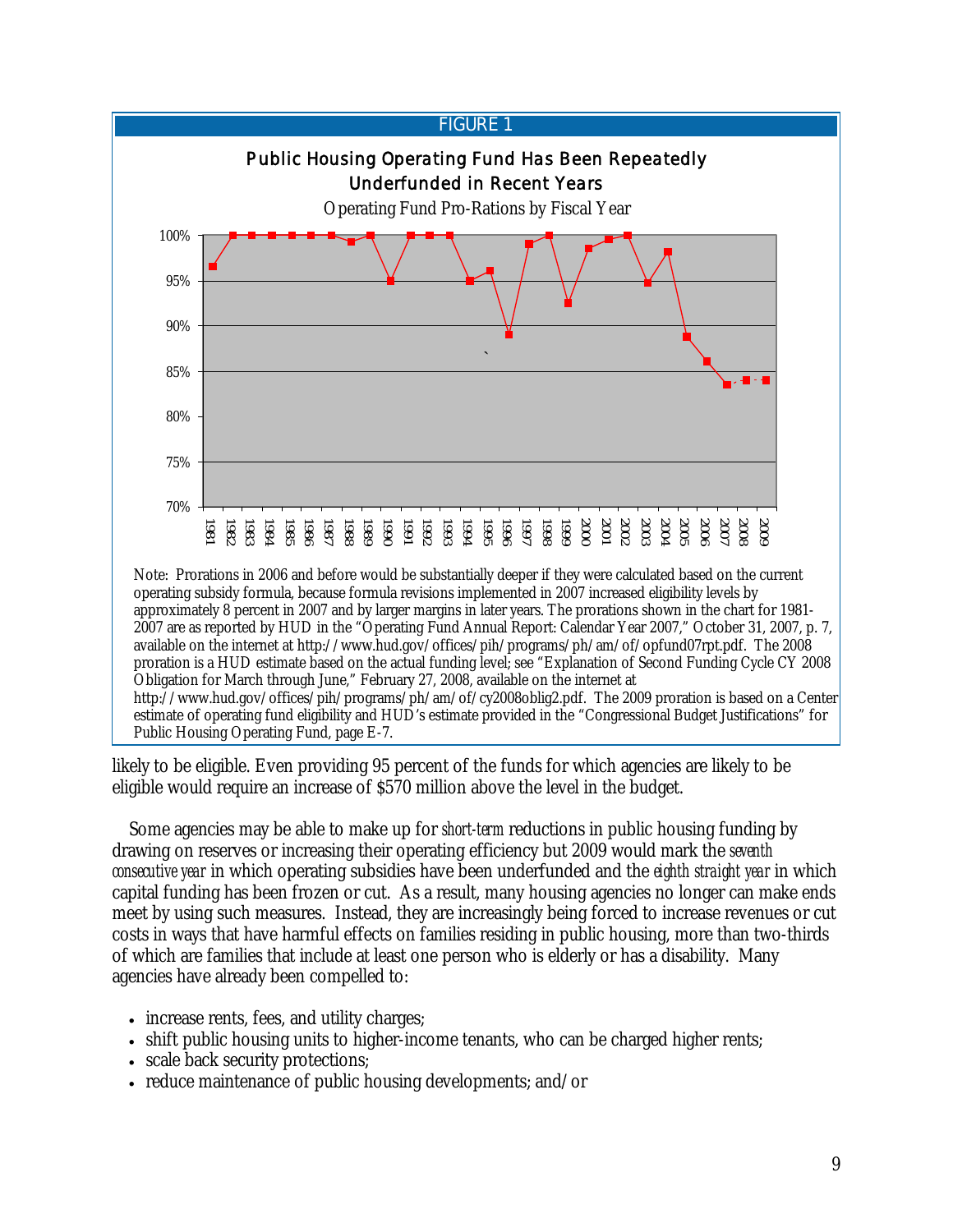FIGURE 1

**Public Housing Operating Fund Has Been Repeatedly Underfunded in Recent Years**

Operating Fund Pro-Rations by Fiscal Year

Note: Prorations in 2006 and before would be substantially deeper if they were calculated based on the current operating subsidy formula, because formula revisions implemented in 2007 increased eligibility levels by approximately 8 percent in 2007 and by larger margins in later years. The prorations shown in the chart for 1981-2007 are as reported by HUD in the "Operating Fund Annual Report: Calendar Year 2007," October 31, 2007, p. 7, available on the internet at http://www.hud.gov/offices/pih/programs/ph/am/of/opfund07rpt.pdf. The 2008 proration is a HUD estimate based on the actual funding level; see "Explanation of Second Funding Cycle CY 2008 Obligation for March through June," February 27, 2008, available on the internet at http://www.hud.gov/offices/pih/programs/ph/am/of/cy2008oblig2.pdf. The 2009 proration is based on a Center estimate of operating fund eligibility and HUD's estimate provided in the "Congressional Budget Justifications" for Public Housing Operating Fund, page E-7.

likely to be eligible. Even providing 95 percent of the funds for which agencies are likely to be eligible would require an increase of $570 million above the level in the budget.

Some agencies may be able to make up for *short-term* reductions in public housing funding by drawing on reserves or increasing their operating efficiency but 2009 would mark the *seventh consecutive year* in which operating subsidies have been underfunded and the *eighth straight year* in which capital funding has been frozen or cut. As a result, many housing agencies no longer can make ends meet by using such measures. Instead, they are increasingly being forced to increase revenues or cut costs in ways that have harmful effects on families residing in public housing, more than two-thirds of which are families that include at least one person who is elderly or has a disability. Many agencies have already been compelled to:

- increase rents, fees, and utility charges;
- shift public housing units to higher-income tenants, who can be charged higher rents;
- scale back security protections;
- reduce maintenance of public housing developments; and/or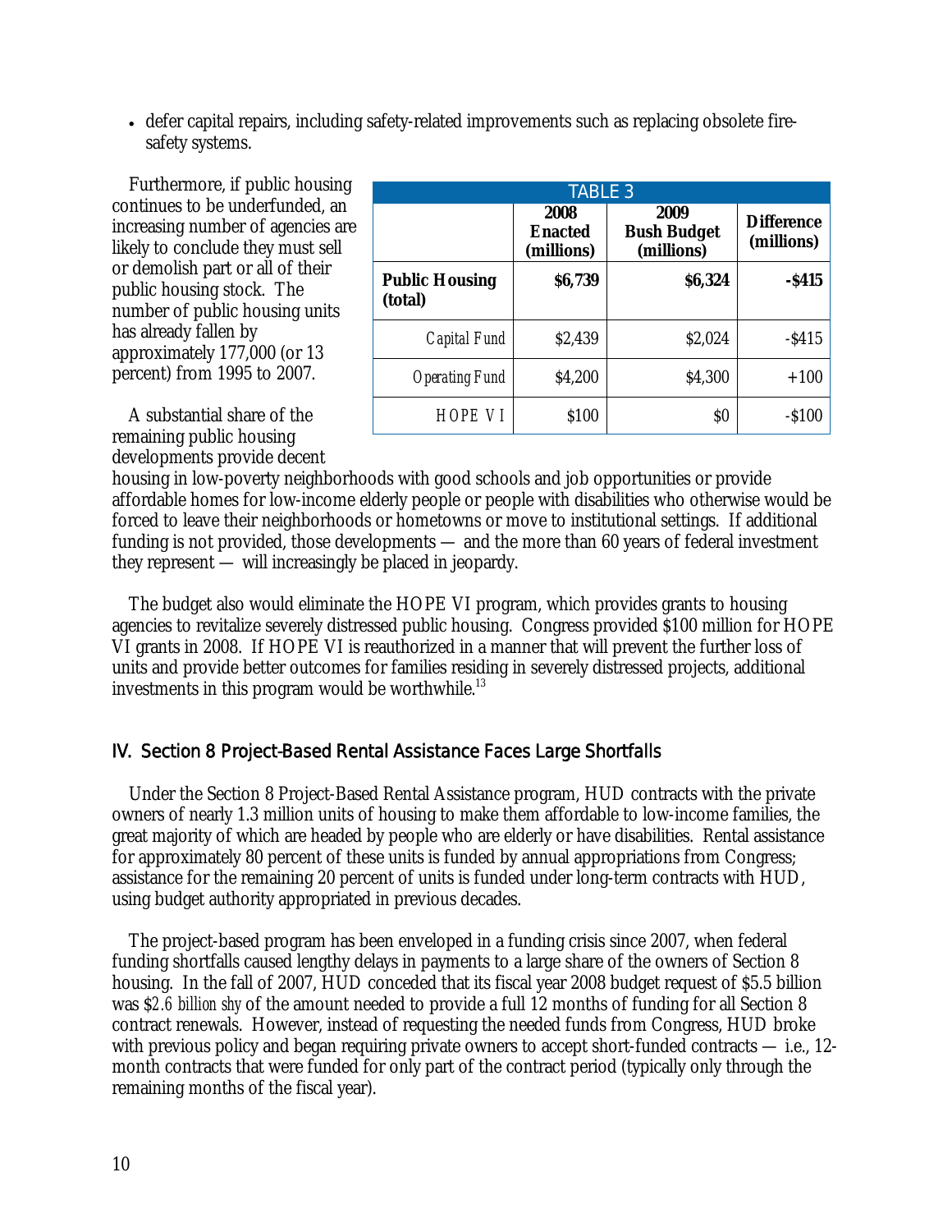- defer capital repairs, including safety-related improvements such as replacing obsolete fire-safety systems.

Furthermore, if public housing continues to be underfunded, an increasing number of agencies are likely to conclude they must sell or demolish part or all of their public housing stock. The number of public housing units has already fallen by approximately 177,000 (or 13 percent) from 1995 to 2007.

| TABLE 3 | | | |
|---|---|---|---|
| | **2008 Enacted (millions)** | **2009 Bush Budget (millions)** | **Difference (millions)** |
| **Public Housing (total)** | **$6,739** | **$6,324** | **-$415** |
| *Capital Fund* | $2,439 | $2,024 | -$415 |
| *Operating Fund* | $4,200 | $4,300 | +100 |
| *HOPE VI* | $100 | $0 | -$100 |

A substantial share of the remaining public housing developments provide decent housing in low-poverty neighborhoods with good schools and job opportunities or provide affordable homes for low-income elderly people or people with disabilities who otherwise would be forced to leave their neighborhoods or hometowns or move to institutional settings. If additional funding is not provided, those developments — and the more than 60 years of federal investment they represent — will increasingly be placed in jeopardy.

The budget also would eliminate the HOPE VI program, which provides grants to housing agencies to revitalize severely distressed public housing. Congress provided $100 million for HOPE VI grants in 2008. If HOPE VI is reauthorized in a manner that will prevent the further loss of units and provide better outcomes for families residing in severely distressed projects, additional investments in this program would be worthwhile.[13]

## IV. Section 8 Project-Based Rental Assistance Faces Large Shortfalls

Under the Section 8 Project-Based Rental Assistance program, HUD contracts with the private owners of nearly 1.3 million units of housing to make them affordable to low-income families, the great majority of which are headed by people who are elderly or have disabilities. Rental assistance for approximately 80 percent of these units is funded by annual appropriations from Congress; assistance for the remaining 20 percent of units is funded under long-term contracts with HUD, using budget authority appropriated in previous decades.

The project-based program has been enveloped in a funding crisis since 2007, when federal funding shortfalls caused lengthy delays in payments to a large share of the owners of Section 8 housing. In the fall of 2007, HUD conceded that its fiscal year 2008 budget request of $5.5 billion was $*2.6 billion shy* of the amount needed to provide a full 12 months of funding for all Section 8 contract renewals. However, instead of requesting the needed funds from Congress, HUD broke with previous policy and began requiring private owners to accept short-funded contracts — i.e., 12-month contracts that were funded for only part of the contract period (typically only through the remaining months of the fiscal year).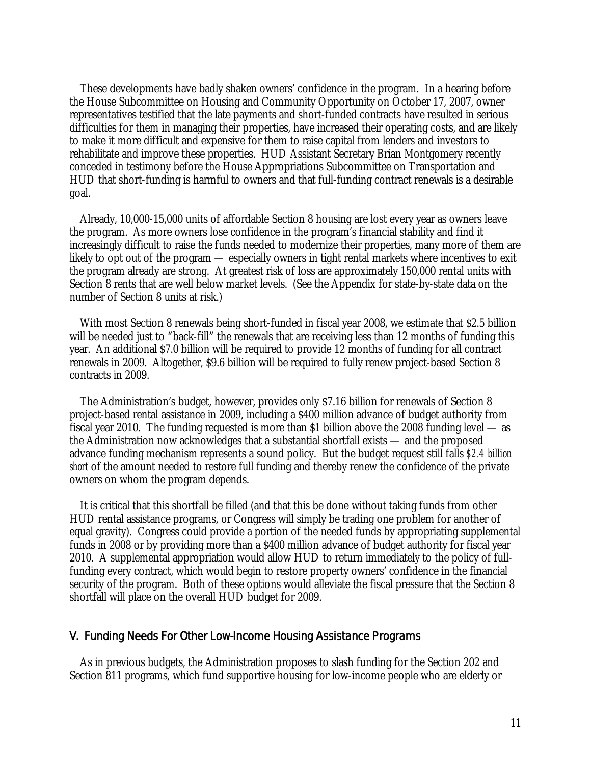These developments have badly shaken owners' confidence in the program. In a hearing before the House Subcommittee on Housing and Community Opportunity on October 17, 2007, owner representatives testified that the late payments and short-funded contracts have resulted in serious difficulties for them in managing their properties, have increased their operating costs, and are likely to make it more difficult and expensive for them to raise capital from lenders and investors to rehabilitate and improve these properties. HUD Assistant Secretary Brian Montgomery recently conceded in testimony before the House Appropriations Subcommittee on Transportation and HUD that short-funding is harmful to owners and that full-funding contract renewals is a desirable goal.

Already, 10,000-15,000 units of affordable Section 8 housing are lost every year as owners leave the program. As more owners lose confidence in the program's financial stability and find it increasingly difficult to raise the funds needed to modernize their properties, many more of them are likely to opt out of the program — especially owners in tight rental markets where incentives to exit the program already are strong. At greatest risk of loss are approximately 150,000 rental units with Section 8 rents that are well below market levels. (See the Appendix for state-by-state data on the number of Section 8 units at risk.)

With most Section 8 renewals being short-funded in fiscal year 2008, we estimate that $2.5 billion will be needed just to "back-fill" the renewals that are receiving less than 12 months of funding this year. An additional $7.0 billion will be required to provide 12 months of funding for all contract renewals in 2009. Altogether, $9.6 billion will be required to fully renew project-based Section 8 contracts in 2009.

The Administration's budget, however, provides only $7.16 billion for renewals of Section 8 project-based rental assistance in 2009, including a $400 million advance of budget authority from fiscal year 2010. The funding requested is more than $1 billion above the 2008 funding level — as the Administration now acknowledges that a substantial shortfall exists — and the proposed advance funding mechanism represents a sound policy. But the budget request still falls *$2.4 billion short* of the amount needed to restore full funding and thereby renew the confidence of the private owners on whom the program depends.

It is critical that this shortfall be filled (and that this be done without taking funds from other HUD rental assistance programs, or Congress will simply be trading one problem for another of equal gravity). Congress could provide a portion of the needed funds by appropriating supplemental funds in 2008 or by providing more than a $400 million advance of budget authority for fiscal year 2010. A supplemental appropriation would allow HUD to return immediately to the policy of full-funding every contract, which would begin to restore property owners' confidence in the financial security of the program. Both of these options would alleviate the fiscal pressure that the Section 8 shortfall will place on the overall HUD budget for 2009.

## V. Funding Needs For Other Low-Income Housing Assistance Programs

As in previous budgets, the Administration proposes to slash funding for the Section 202 and Section 811 programs, which fund supportive housing for low-income people who are elderly or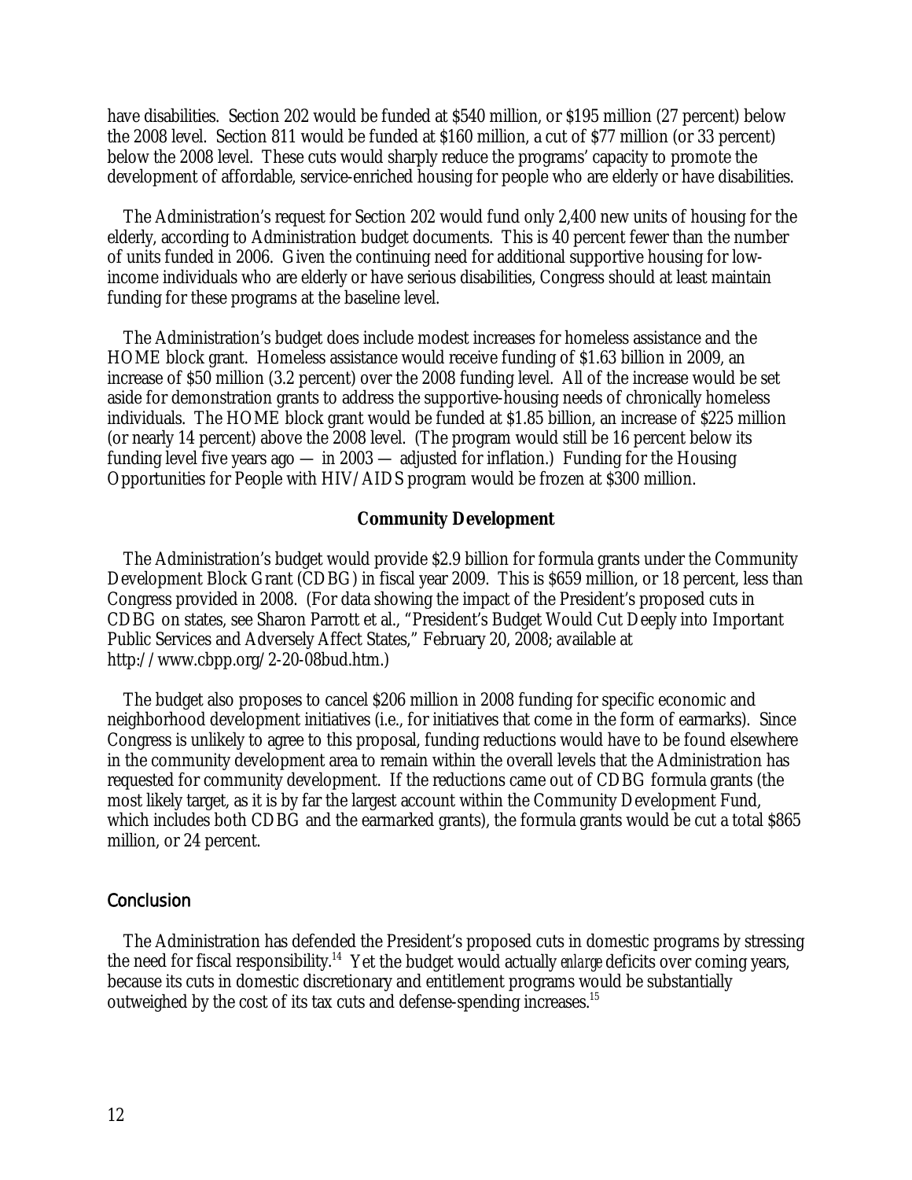have disabilities. Section 202 would be funded at $540 million, or $195 million (27 percent) below the 2008 level. Section 811 would be funded at $160 million, a cut of $77 million (or 33 percent) below the 2008 level. These cuts would sharply reduce the programs' capacity to promote the development of affordable, service-enriched housing for people who are elderly or have disabilities.

The Administration's request for Section 202 would fund only 2,400 new units of housing for the elderly, according to Administration budget documents. This is 40 percent fewer than the number of units funded in 2006. Given the continuing need for additional supportive housing for low-income individuals who are elderly or have serious disabilities, Congress should at least maintain funding for these programs at the baseline level.

The Administration's budget does include modest increases for homeless assistance and the HOME block grant. Homeless assistance would receive funding of $1.63 billion in 2009, an increase of $50 million (3.2 percent) over the 2008 funding level. All of the increase would be set aside for demonstration grants to address the supportive-housing needs of chronically homeless individuals. The HOME block grant would be funded at $1.85 billion, an increase of $225 million (or nearly 14 percent) above the 2008 level. (The program would still be 16 percent below its funding level five years ago — in 2003 — adjusted for inflation.) Funding for the Housing Opportunities for People with HIV/AIDS program would be frozen at $300 million.

**Community Development**

The Administration's budget would provide $2.9 billion for formula grants under the Community Development Block Grant (CDBG) in fiscal year 2009. This is $659 million, or 18 percent, less than Congress provided in 2008. (For data showing the impact of the President's proposed cuts in CDBG on states, see Sharon Parrott et al., "President's Budget Would Cut Deeply into Important Public Services and Adversely Affect States," February 20, 2008; available at http://www.cbpp.org/2-20-08bud.htm.)

The budget also proposes to cancel $206 million in 2008 funding for specific economic and neighborhood development initiatives (i.e., for initiatives that come in the form of earmarks). Since Congress is unlikely to agree to this proposal, funding reductions would have to be found elsewhere in the community development area to remain within the overall levels that the Administration has requested for community development. If the reductions came out of CDBG formula grants (the most likely target, as it is by far the largest account within the Community Development Fund, which includes both CDBG and the earmarked grants), the formula grants would be cut a total $865 million, or 24 percent.

## Conclusion

The Administration has defended the President's proposed cuts in domestic programs by stressing the need for fiscal responsibility.[14] Yet the budget would actually *enlarge* deficits over coming years, because its cuts in domestic discretionary and entitlement programs would be substantially outweighed by the cost of its tax cuts and defense-spending increases.[15]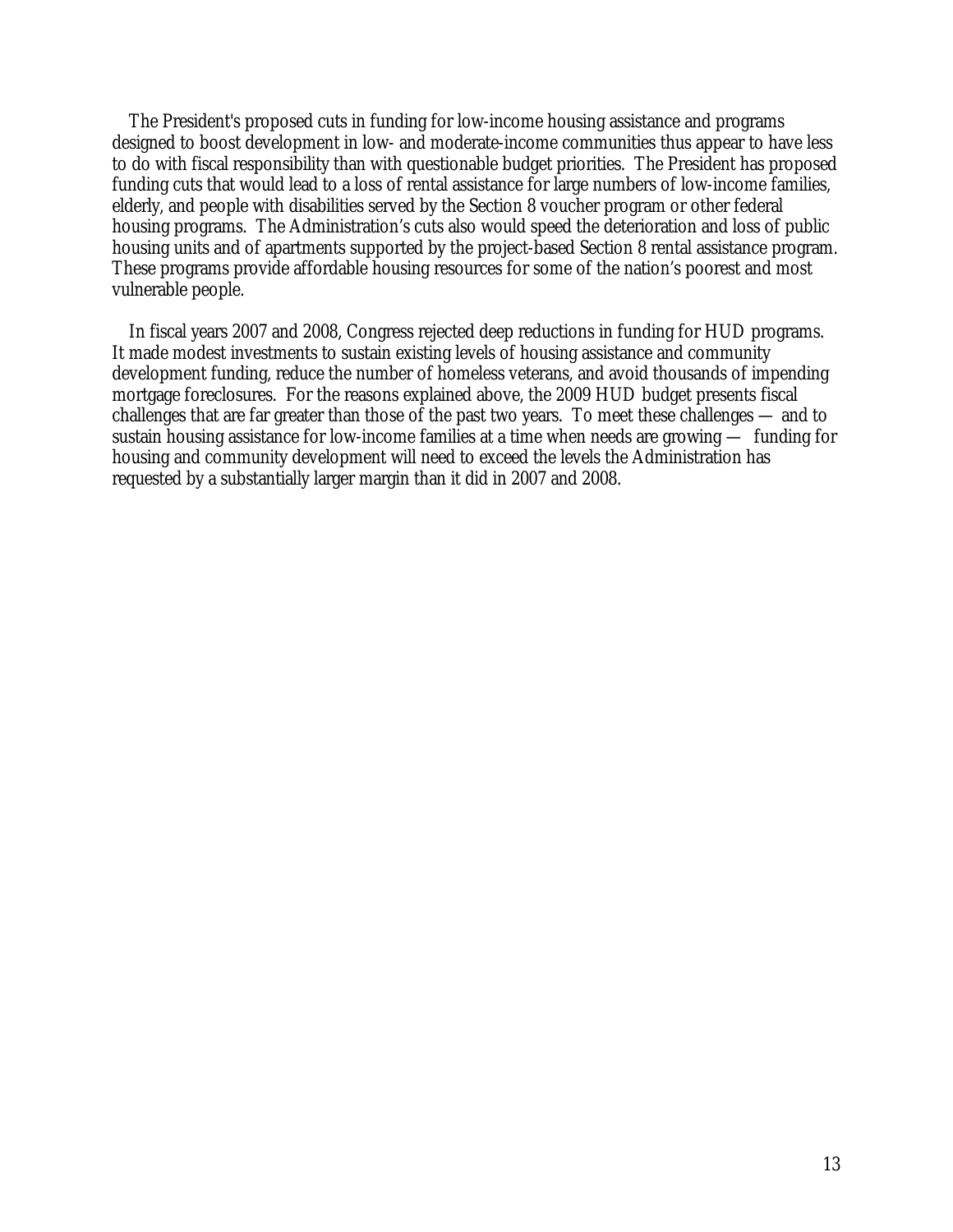The President's proposed cuts in funding for low-income housing assistance and programs designed to boost development in low- and moderate-income communities thus appear to have less to do with fiscal responsibility than with questionable budget priorities. The President has proposed funding cuts that would lead to a loss of rental assistance for large numbers of low-income families, elderly, and people with disabilities served by the Section 8 voucher program or other federal housing programs. The Administration's cuts also would speed the deterioration and loss of public housing units and of apartments supported by the project-based Section 8 rental assistance program. These programs provide affordable housing resources for some of the nation's poorest and most vulnerable people.

In fiscal years 2007 and 2008, Congress rejected deep reductions in funding for HUD programs. It made modest investments to sustain existing levels of housing assistance and community development funding, reduce the number of homeless veterans, and avoid thousands of impending mortgage foreclosures. For the reasons explained above, the 2009 HUD budget presents fiscal challenges that are far greater than those of the past two years. To meet these challenges — and to sustain housing assistance for low-income families at a time when needs are growing — funding for housing and community development will need to exceed the levels the Administration has requested by a substantially larger margin than it did in 2007 and 2008.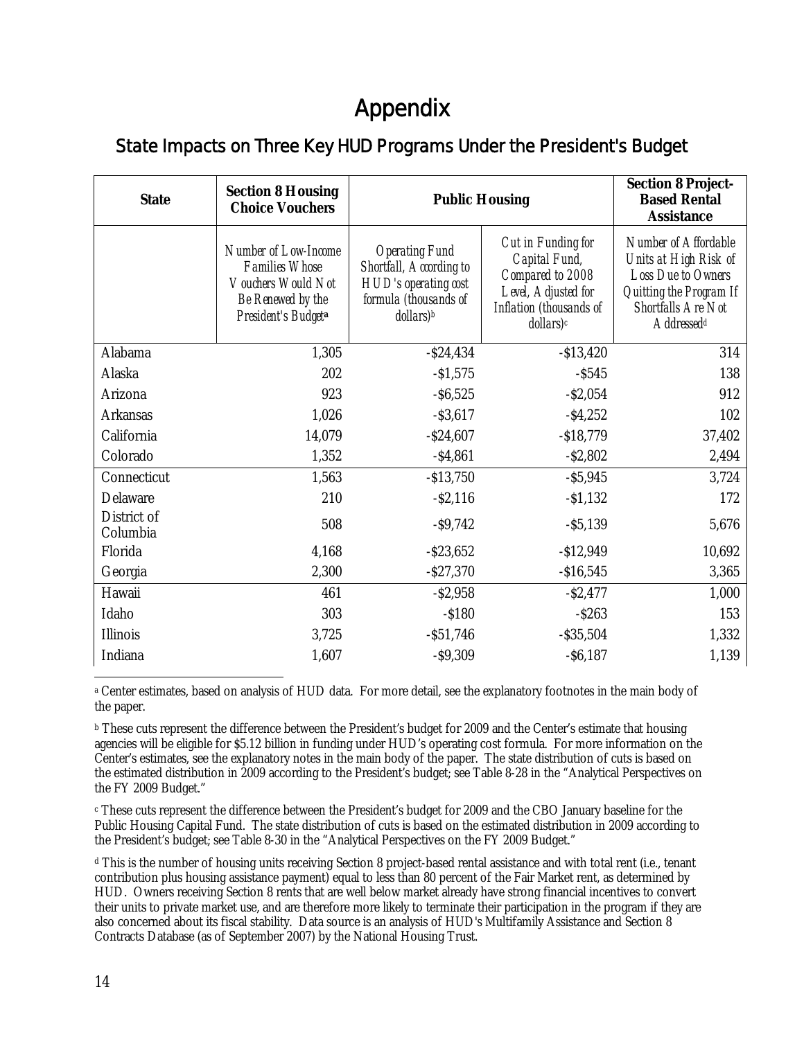# Appendix

## State Impacts on Three Key HUD Programs Under the President's Budget

| State | Section 8 Housing Choice Vouchers | Public Housing | | Section 8 Project-Based Rental Assistance |
|---|---|---|---|---|
| | *Number of Low-Income Families Whose Vouchers Would Not Be Renewed by the President's Budget*[a] | *Operating Fund Shortfall, According to HUD's operating cost formula (thousands of dollars)*[b] | *Cut in Funding for Capital Fund, Compared to 2008 Level, Adjusted for Inflation (thousands of dollars)*[c] | *Number of Affordable Units at High Risk of Loss Due to Owners Quitting the Program If Shortfalls Are Not Addressed*[d] |
| Alabama | 1,305 | -$24,434 | -$13,420 | 314 |
| Alaska | 202 | -$1,575 | -$545 | 138 |
| Arizona | 923 | -$6,525 | -$2,054 | 912 |
| Arkansas | 1,026 | -$3,617 | -$4,252 | 102 |
| California | 14,079 | -$24,607 | -$18,779 | 37,402 |
| Colorado | 1,352 | -$4,861 | -$2,802 | 2,494 |
| Connecticut | 1,563 | -$13,750 | -$5,945 | 3,724 |
| Delaware | 210 | -$2,116 | -$1,132 | 172 |
| District of Columbia | 508 | -$9,742 | -$5,139 | 5,676 |
| Florida | 4,168 | -$23,652 | -$12,949 | 10,692 |
| Georgia | 2,300 | -$27,370 | -$16,545 | 3,365 |
| Hawaii | 461 | -$2,958 | -$2,477 | 1,000 |
| Idaho | 303 | -$180 | -$263 | 153 |
| Illinois | 3,725 | -$51,746 | -$35,504 | 1,332 |
| Indiana | 1,607 | -$9,309 | -$6,187 | 1,139 |

[a] Center estimates, based on analysis of HUD data. For more detail, see the explanatory footnotes in the main body of the paper.

[b] These cuts represent the difference between the President's budget for 2009 and the Center's estimate that housing agencies will be eligible for $5.12 billion in funding under HUD's operating cost formula. For more information on the Center's estimates, see the explanatory notes in the main body of the paper. The state distribution of cuts is based on the estimated distribution in 2009 according to the President's budget; see Table 8-28 in the "Analytical Perspectives on the FY 2009 Budget."

[c] These cuts represent the difference between the President's budget for 2009 and the CBO January baseline for the Public Housing Capital Fund. The state distribution of cuts is based on the estimated distribution in 2009 according to the President's budget; see Table 8-30 in the "Analytical Perspectives on the FY 2009 Budget."

[d] This is the number of housing units receiving Section 8 project-based rental assistance and with total rent (i.e., tenant contribution plus housing assistance payment) equal to less than 80 percent of the Fair Market rent, as determined by HUD. Owners receiving Section 8 rents that are well below market already have strong financial incentives to convert their units to private market use, and are therefore more likely to terminate their participation in the program if they are also concerned about its fiscal stability. Data source is an analysis of HUD's Multifamily Assistance and Section 8 Contracts Database (as of September 2007) by the National Housing Trust.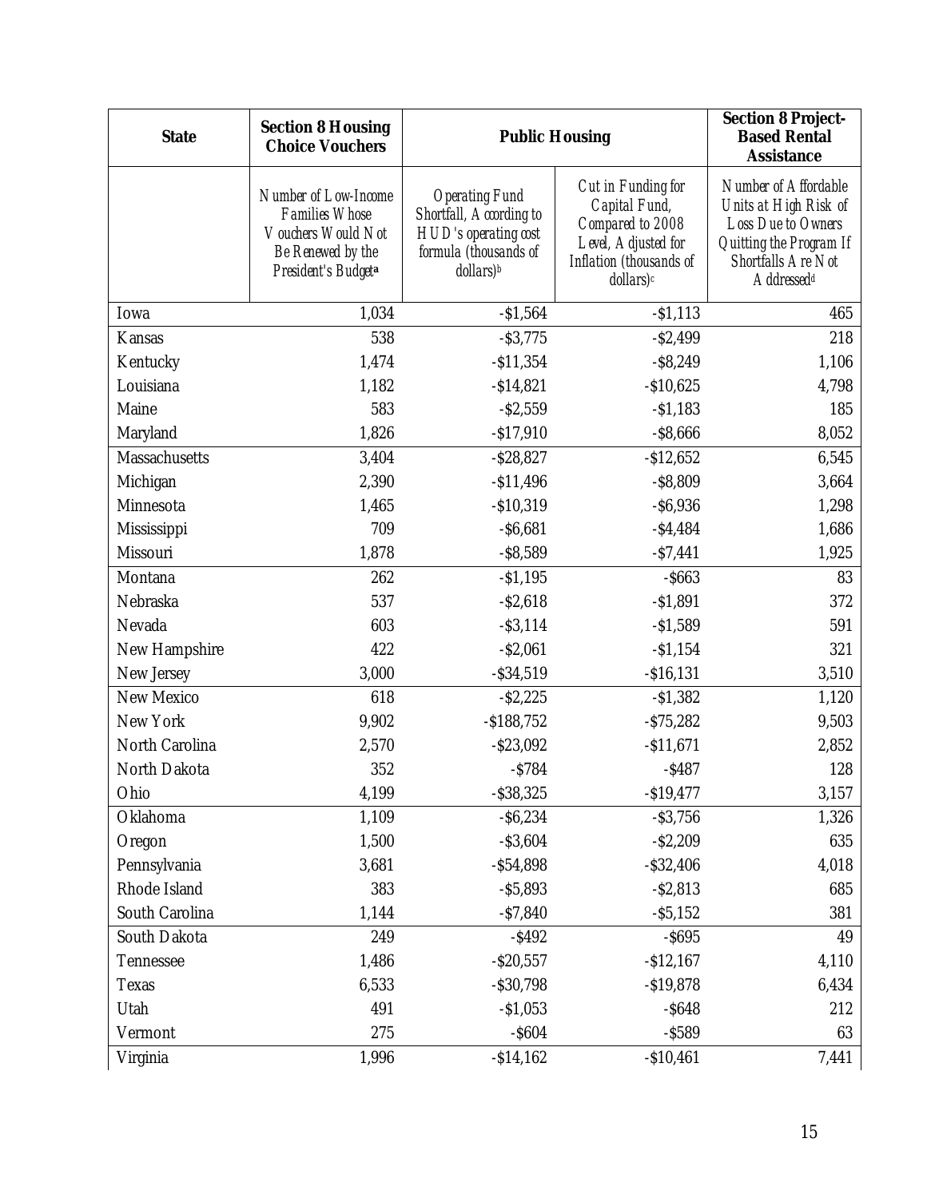| State | Section 8 Housing Choice Vouchers | Public Housing | | Section 8 Project-Based Rental Assistance |
|---|---|---|---|---|
| | *Number of Low-Income Families Whose Vouchers Would Not Be Renewed by the President's Budget*[a] | *Operating Fund Shortfall, According to HUD's operating cost formula (thousands of dollars)*[b] | *Cut in Funding for Capital Fund, Compared to 2008 Level, Adjusted for Inflation (thousands of dollars)*[c] | *Number of Affordable Units at High Risk of Loss Due to Owners Quitting the Program If Shortfalls Are Not Addressed*[d] |
| Iowa | 1,034 | -$1,564 | -$1,113 | 465 |
| Kansas | 538 | -$3,775 | -$2,499 | 218 |
| Kentucky | 1,474 | -$11,354 | -$8,249 | 1,106 |
| Louisiana | 1,182 | -$14,821 | -$10,625 | 4,798 |
| Maine | 583 | -$2,559 | -$1,183 | 185 |
| Maryland | 1,826 | -$17,910 | -$8,666 | 8,052 |
| Massachusetts | 3,404 | -$28,827 | -$12,652 | 6,545 |
| Michigan | 2,390 | -$11,496 | -$8,809 | 3,664 |
| Minnesota | 1,465 | -$10,319 | -$6,936 | 1,298 |
| Mississippi | 709 | -$6,681 | -$4,484 | 1,686 |
| Missouri | 1,878 | -$8,589 | -$7,441 | 1,925 |
| Montana | 262 | -$1,195 | -$663 | 83 |
| Nebraska | 537 | -$2,618 | -$1,891 | 372 |
| Nevada | 603 | -$3,114 | -$1,589 | 591 |
| New Hampshire | 422 | -$2,061 | -$1,154 | 321 |
| New Jersey | 3,000 | -$34,519 | -$16,131 | 3,510 |
| New Mexico | 618 | -$2,225 | -$1,382 | 1,120 |
| New York | 9,902 | -$188,752 | -$75,282 | 9,503 |
| North Carolina | 2,570 | -$23,092 | -$11,671 | 2,852 |
| North Dakota | 352 | -$784 | -$487 | 128 |
| Ohio | 4,199 | -$38,325 | -$19,477 | 3,157 |
| Oklahoma | 1,109 | -$6,234 | -$3,756 | 1,326 |
| Oregon | 1,500 | -$3,604 | -$2,209 | 635 |
| Pennsylvania | 3,681 | -$54,898 | -$32,406 | 4,018 |
| Rhode Island | 383 | -$5,893 | -$2,813 | 685 |
| South Carolina | 1,144 | -$7,840 | -$5,152 | 381 |
| South Dakota | 249 | -$492 | -$695 | 49 |
| Tennessee | 1,486 | -$20,557 | -$12,167 | 4,110 |
| Texas | 6,533 | -$30,798 | -$19,878 | 6,434 |
| Utah | 491 | -$1,053 | -$648 | 212 |
| Vermont | 275 | -$604 | -$589 | 63 |
| Virginia | 1,996 | -$14,162 | -$10,461 | 7,441 |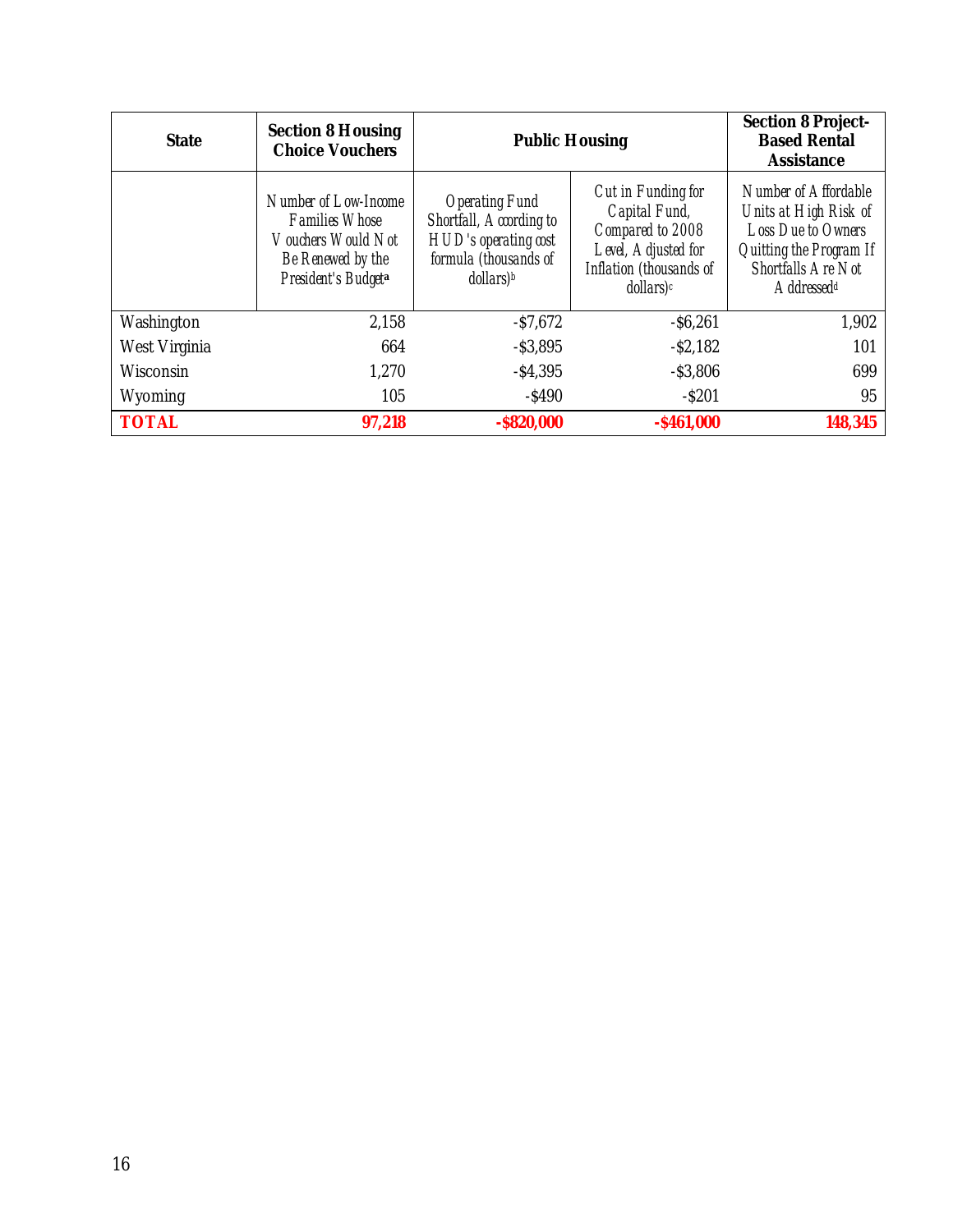| State | Section 8 Housing Choice Vouchers | Public Housing | | Section 8 Project-Based Rental Assistance |
|---|---|---|---|---|
| | *Number of Low-Income Families Whose Vouchers Would Not Be Renewed by the President's Budget*[a] | *Operating Fund Shortfall, According to HUD's operating cost formula (thousands of dollars)*[b] | *Cut in Funding for Capital Fund, Compared to 2008 Level, Adjusted for Inflation (thousands of dollars)*[c] | *Number of Affordable Units at High Risk of Loss Due to Owners Quitting the Program If Shortfalls Are Not Addressed*[d] |
| Washington | 2,158 | -$7,672 | -$6,261 | 1,902 |
| West Virginia | 664 | -$3,895 | -$2,182 | 101 |
| Wisconsin | 1,270 | -$4,395 | -$3,806 | 699 |
| Wyoming | 105 | -$490 | -$201 | 95 |
| **TOTAL** | **97,218** | **-$820,000** | **-$461,000** | **148,345** |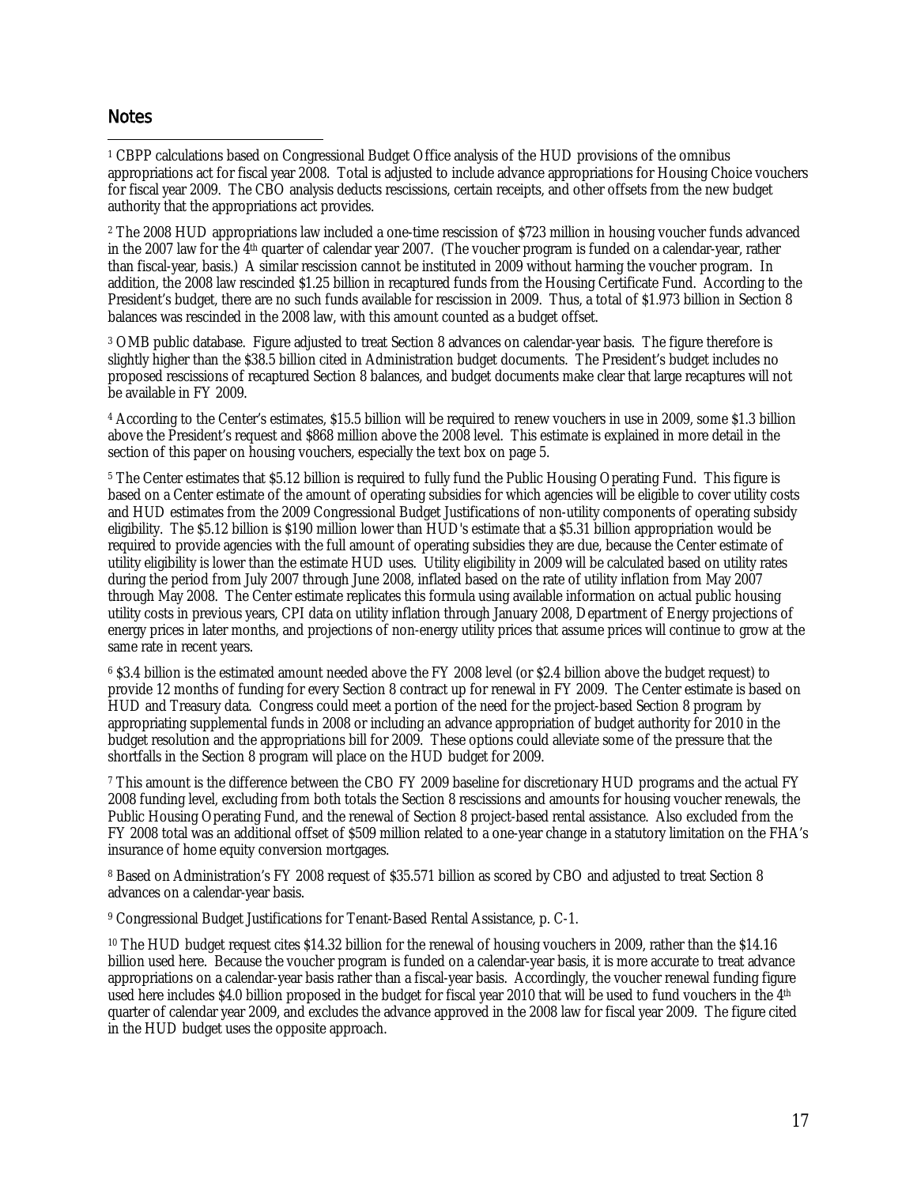## Notes

[1] CBPP calculations based on Congressional Budget Office analysis of the HUD provisions of the omnibus appropriations act for fiscal year 2008. Total is adjusted to include advance appropriations for Housing Choice vouchers for fiscal year 2009. The CBO analysis deducts rescissions, certain receipts, and other offsets from the new budget authority that the appropriations act provides.

[2] The 2008 HUD appropriations law included a one-time rescission of $723 million in housing voucher funds advanced in the 2007 law for the 4th quarter of calendar year 2007. (The voucher program is funded on a calendar-year, rather than fiscal-year, basis.) A similar rescission cannot be instituted in 2009 without harming the voucher program. In addition, the 2008 law rescinded $1.25 billion in recaptured funds from the Housing Certificate Fund. According to the President's budget, there are no such funds available for rescission in 2009. Thus, a total of $1.973 billion in Section 8 balances was rescinded in the 2008 law, with this amount counted as a budget offset.

[3] OMB public database. Figure adjusted to treat Section 8 advances on calendar-year basis. The figure therefore is slightly higher than the $38.5 billion cited in Administration budget documents. The President's budget includes no proposed rescissions of recaptured Section 8 balances, and budget documents make clear that large recaptures will not be available in FY 2009.

[4] According to the Center's estimates, $15.5 billion will be required to renew vouchers in use in 2009, some $1.3 billion above the President's request and $868 million above the 2008 level. This estimate is explained in more detail in the section of this paper on housing vouchers, especially the text box on page 5.

[5] The Center estimates that $5.12 billion is required to fully fund the Public Housing Operating Fund. This figure is based on a Center estimate of the amount of operating subsidies for which agencies will be eligible to cover utility costs and HUD estimates from the 2009 Congressional Budget Justifications of non-utility components of operating subsidy eligibility. The $5.12 billion is $190 million lower than HUD's estimate that a $5.31 billion appropriation would be required to provide agencies with the full amount of operating subsidies they are due, because the Center estimate of utility eligibility is lower than the estimate HUD uses. Utility eligibility in 2009 will be calculated based on utility rates during the period from July 2007 through June 2008, inflated based on the rate of utility inflation from May 2007 through May 2008. The Center estimate replicates this formula using available information on actual public housing utility costs in previous years, CPI data on utility inflation through January 2008, Department of Energy projections of energy prices in later months, and projections of non-energy utility prices that assume prices will continue to grow at the same rate in recent years.

[6] $3.4 billion is the estimated amount needed above the FY 2008 level (or $2.4 billion above the budget request) to provide 12 months of funding for every Section 8 contract up for renewal in FY 2009. The Center estimate is based on HUD and Treasury data. Congress could meet a portion of the need for the project-based Section 8 program by appropriating supplemental funds in 2008 or including an advance appropriation of budget authority for 2010 in the budget resolution and the appropriations bill for 2009. These options could alleviate some of the pressure that the shortfalls in the Section 8 program will place on the HUD budget for 2009.

[7] This amount is the difference between the CBO FY 2009 baseline for discretionary HUD programs and the actual FY 2008 funding level, excluding from both totals the Section 8 rescissions and amounts for housing voucher renewals, the Public Housing Operating Fund, and the renewal of Section 8 project-based rental assistance. Also excluded from the FY 2008 total was an additional offset of $509 million related to a one-year change in a statutory limitation on the FHA's insurance of home equity conversion mortgages.

[8] Based on Administration's FY 2008 request of $35.571 billion as scored by CBO and adjusted to treat Section 8 advances on a calendar-year basis.

[9] Congressional Budget Justifications for Tenant-Based Rental Assistance, p. C-1.

[10] The HUD budget request cites $14.32 billion for the renewal of housing vouchers in 2009, rather than the $14.16 billion used here. Because the voucher program is funded on a calendar-year basis, it is more accurate to treat advance appropriations on a calendar-year basis rather than a fiscal-year basis. Accordingly, the voucher renewal funding figure used here includes $4.0 billion proposed in the budget for fiscal year 2010 that will be used to fund vouchers in the 4th quarter of calendar year 2009, and excludes the advance approved in the 2008 law for fiscal year 2009. The figure cited in the HUD budget uses the opposite approach.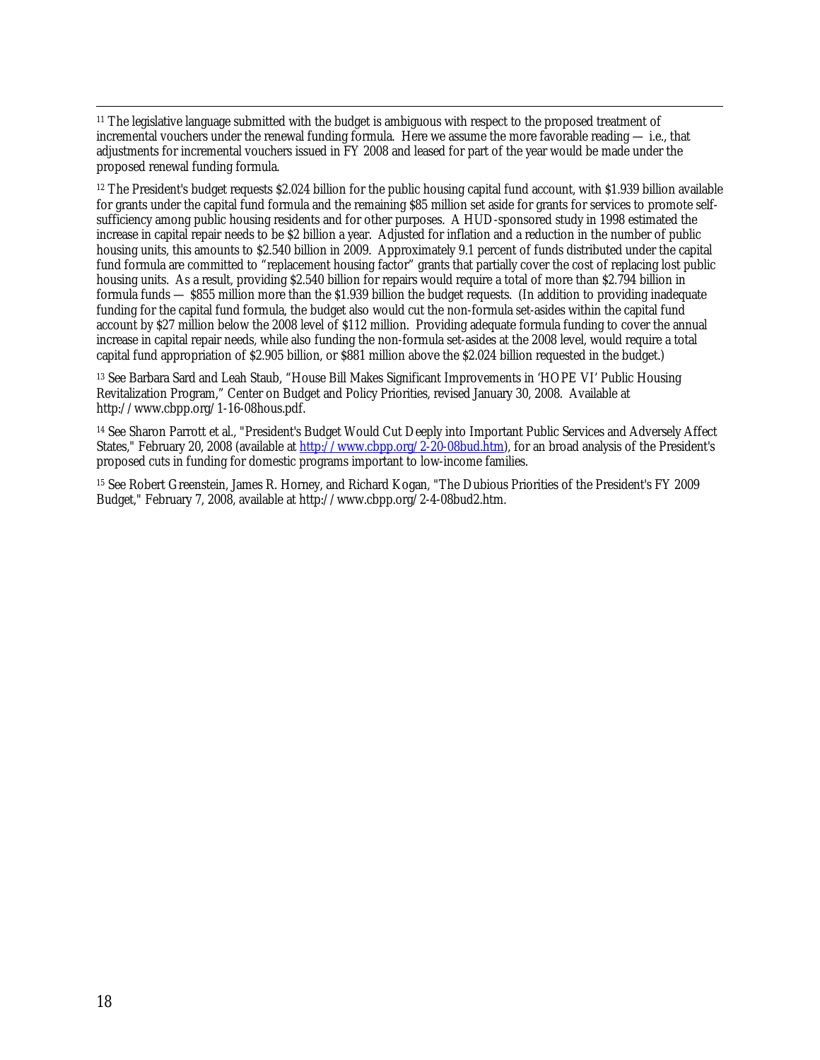[11] The legislative language submitted with the budget is ambiguous with respect to the proposed treatment of incremental vouchers under the renewal funding formula. Here we assume the more favorable reading — i.e., that adjustments for incremental vouchers issued in FY 2008 and leased for part of the year would be made under the proposed renewal funding formula.

[12] The President's budget requests $2.024 billion for the public housing capital fund account, with $1.939 billion available for grants under the capital fund formula and the remaining $85 million set aside for grants for services to promote self-sufficiency among public housing residents and for other purposes. A HUD-sponsored study in 1998 estimated the increase in capital repair needs to be $2 billion a year. Adjusted for inflation and a reduction in the number of public housing units, this amounts to $2.540 billion in 2009. Approximately 9.1 percent of funds distributed under the capital fund formula are committed to "replacement housing factor" grants that partially cover the cost of replacing lost public housing units. As a result, providing $2.540 billion for repairs would require a total of more than $2.794 billion in formula funds — $855 million more than the $1.939 billion the budget requests. (In addition to providing inadequate funding for the capital fund formula, the budget also would cut the non-formula set-asides within the capital fund account by $27 million below the 2008 level of $112 million. Providing adequate formula funding to cover the annual increase in capital repair needs, while also funding the non-formula set-asides at the 2008 level, would require a total capital fund appropriation of $2.905 billion, or $881 million above the $2.024 billion requested in the budget.)

[13] See Barbara Sard and Leah Staub, "House Bill Makes Significant Improvements in 'HOPE VI' Public Housing Revitalization Program," Center on Budget and Policy Priorities, revised January 30, 2008. Available at http://www.cbpp.org/1-16-08hous.pdf.

[14] See Sharon Parrott et al., "President's Budget Would Cut Deeply into Important Public Services and Adversely Affect States," February 20, 2008 (available at http://www.cbpp.org/2-20-08bud.htm), for an broad analysis of the President's proposed cuts in funding for domestic programs important to low-income families.

[15] See Robert Greenstein, James R. Horney, and Richard Kogan, "The Dubious Priorities of the President's FY 2009 Budget," February 7, 2008, available at http://www.cbpp.org/2-4-08bud2.htm.